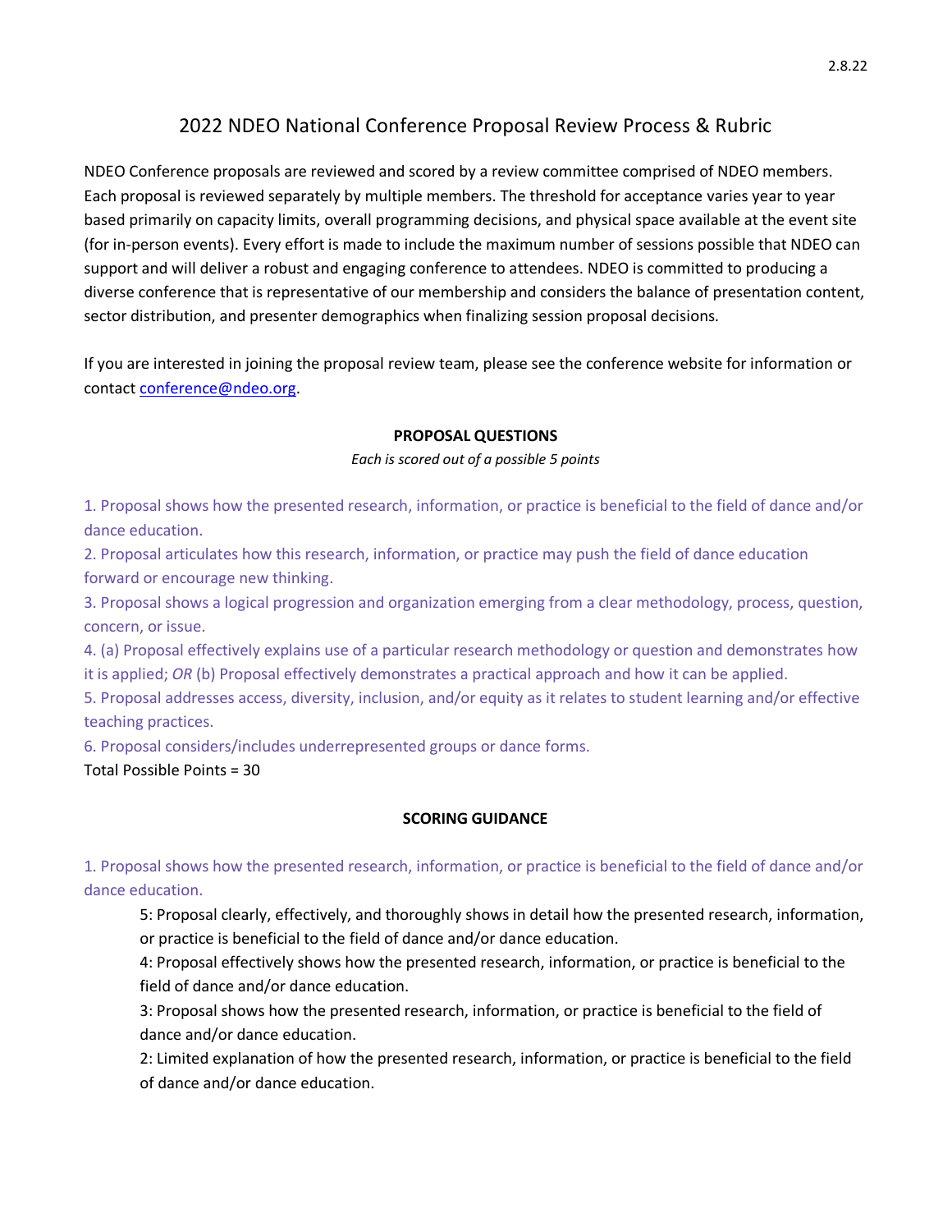# 2022 NDEO National Conference Proposal Review Process & Rubric

NDEO Conference proposals are reviewed and scored by a review committee comprised of NDEO members. Each proposal is reviewed separately by multiple members. The threshold for acceptance varies year to year based primarily on capacity limits, overall programming decisions, and physical space available at the event site (for in-person events). Every effort is made to include the maximum number of sessions possible that NDEO can support and will deliver a robust and engaging conference to attendees. NDEO is committed to producing a diverse conference that is representative of our membership and considers the balance of presentation content, sector distribution, and presenter demographics when finalizing session proposal decisions.

If you are interested in joining the proposal review team, please see the conference website for information or contact conference@ndeo.org.

## PROPOSAL QUESTIONS

*Each is scored out of a possible 5 points*

1. Proposal shows how the presented research, information, or practice is beneficial to the field of dance and/or dance education.
2. Proposal articulates how this research, information, or practice may push the field of dance education forward or encourage new thinking.
3. Proposal shows a logical progression and organization emerging from a clear methodology, process, question, concern, or issue.
4. (a) Proposal effectively explains use of a particular research methodology or question and demonstrates how it is applied; *OR* (b) Proposal effectively demonstrates a practical approach and how it can be applied.
5. Proposal addresses access, diversity, inclusion, and/or equity as it relates to student learning and/or effective teaching practices.
6. Proposal considers/includes underrepresented groups or dance forms.

Total Possible Points = 30

## SCORING GUIDANCE

1. Proposal shows how the presented research, information, or practice is beneficial to the field of dance and/or dance education.

    5: Proposal clearly, effectively, and thoroughly shows in detail how the presented research, information, or practice is beneficial to the field of dance and/or dance education.

    4: Proposal effectively shows how the presented research, information, or practice is beneficial to the field of dance and/or dance education.

    3: Proposal shows how the presented research, information, or practice is beneficial to the field of dance and/or dance education.

    2: Limited explanation of how the presented research, information, or practice is beneficial to the field of dance and/or dance education.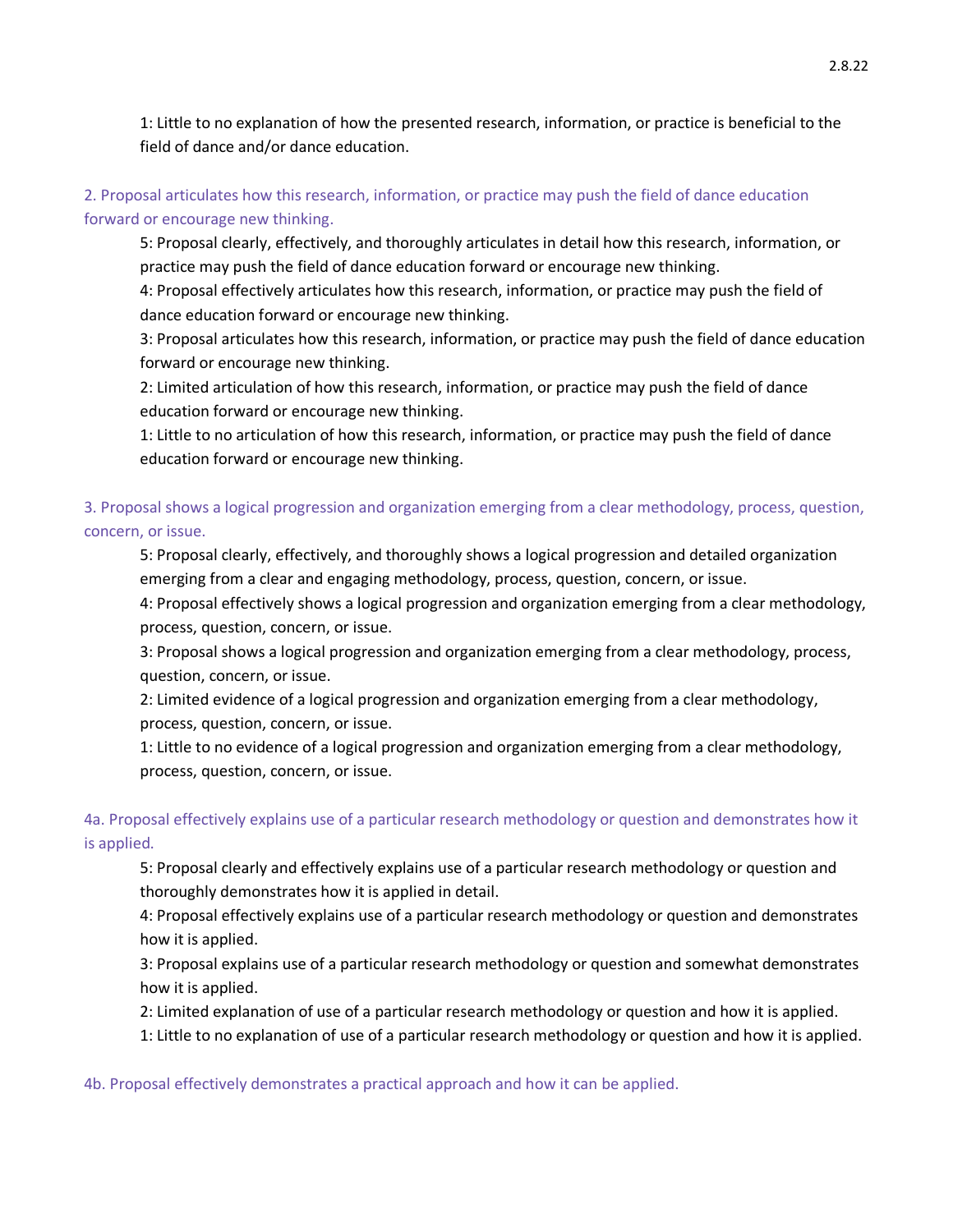1: Little to no explanation of how the presented research, information, or practice is beneficial to the field of dance and/or dance education.

### 2. Proposal articulates how this research, information, or practice may push the field of dance education forward or encourage new thinking.

5: Proposal clearly, effectively, and thoroughly articulates in detail how this research, information, or practice may push the field of dance education forward or encourage new thinking.
4: Proposal effectively articulates how this research, information, or practice may push the field of dance education forward or encourage new thinking.
3: Proposal articulates how this research, information, or practice may push the field of dance education forward or encourage new thinking.
2: Limited articulation of how this research, information, or practice may push the field of dance education forward or encourage new thinking.
1: Little to no articulation of how this research, information, or practice may push the field of dance education forward or encourage new thinking.

### 3. Proposal shows a logical progression and organization emerging from a clear methodology, process, question, concern, or issue.

5: Proposal clearly, effectively, and thoroughly shows a logical progression and detailed organization emerging from a clear and engaging methodology, process, question, concern, or issue.
4: Proposal effectively shows a logical progression and organization emerging from a clear methodology, process, question, concern, or issue.
3: Proposal shows a logical progression and organization emerging from a clear methodology, process, question, concern, or issue.
2: Limited evidence of a logical progression and organization emerging from a clear methodology, process, question, concern, or issue.
1: Little to no evidence of a logical progression and organization emerging from a clear methodology, process, question, concern, or issue.

### 4a. Proposal effectively explains use of a particular research methodology or question and demonstrates how it is applied.

5: Proposal clearly and effectively explains use of a particular research methodology or question and thoroughly demonstrates how it is applied in detail.
4: Proposal effectively explains use of a particular research methodology or question and demonstrates how it is applied.
3: Proposal explains use of a particular research methodology or question and somewhat demonstrates how it is applied.
2: Limited explanation of use of a particular research methodology or question and how it is applied.
1: Little to no explanation of use of a particular research methodology or question and how it is applied.

### 4b. Proposal effectively demonstrates a practical approach and how it can be applied.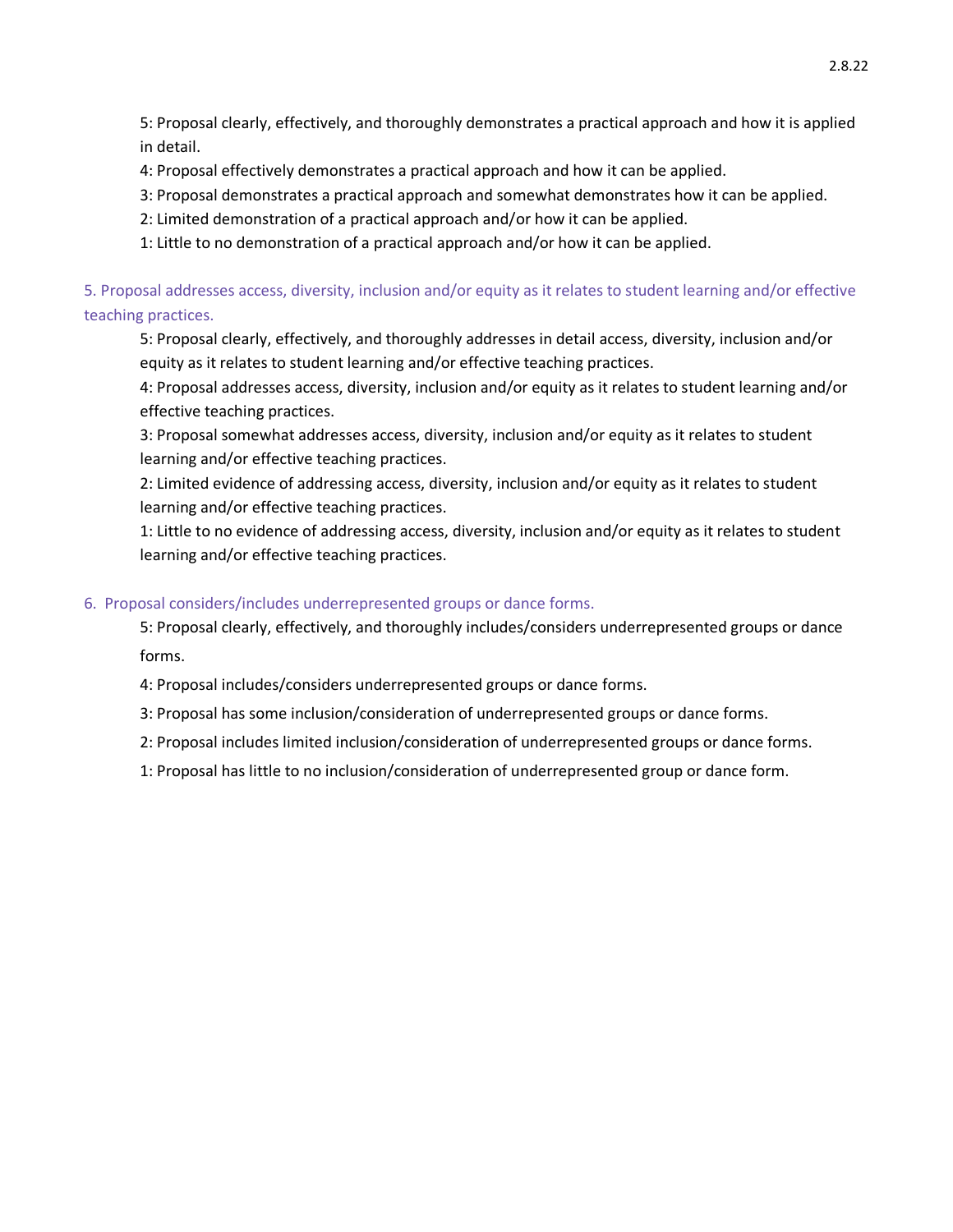5: Proposal clearly, effectively, and thoroughly demonstrates a practical approach and how it is applied in detail.

4: Proposal effectively demonstrates a practical approach and how it can be applied.

3: Proposal demonstrates a practical approach and somewhat demonstrates how it can be applied.

2: Limited demonstration of a practical approach and/or how it can be applied.

1: Little to no demonstration of a practical approach and/or how it can be applied.

5. Proposal addresses access, diversity, inclusion and/or equity as it relates to student learning and/or effective teaching practices.

5: Proposal clearly, effectively, and thoroughly addresses in detail access, diversity, inclusion and/or equity as it relates to student learning and/or effective teaching practices.

4: Proposal addresses access, diversity, inclusion and/or equity as it relates to student learning and/or effective teaching practices.

3: Proposal somewhat addresses access, diversity, inclusion and/or equity as it relates to student learning and/or effective teaching practices.

2: Limited evidence of addressing access, diversity, inclusion and/or equity as it relates to student learning and/or effective teaching practices.

1: Little to no evidence of addressing access, diversity, inclusion and/or equity as it relates to student learning and/or effective teaching practices.

6. Proposal considers/includes underrepresented groups or dance forms.

5: Proposal clearly, effectively, and thoroughly includes/considers underrepresented groups or dance forms.

4: Proposal includes/considers underrepresented groups or dance forms.

3: Proposal has some inclusion/consideration of underrepresented groups or dance forms.

2: Proposal includes limited inclusion/consideration of underrepresented groups or dance forms.

1: Proposal has little to no inclusion/consideration of underrepresented group or dance form.